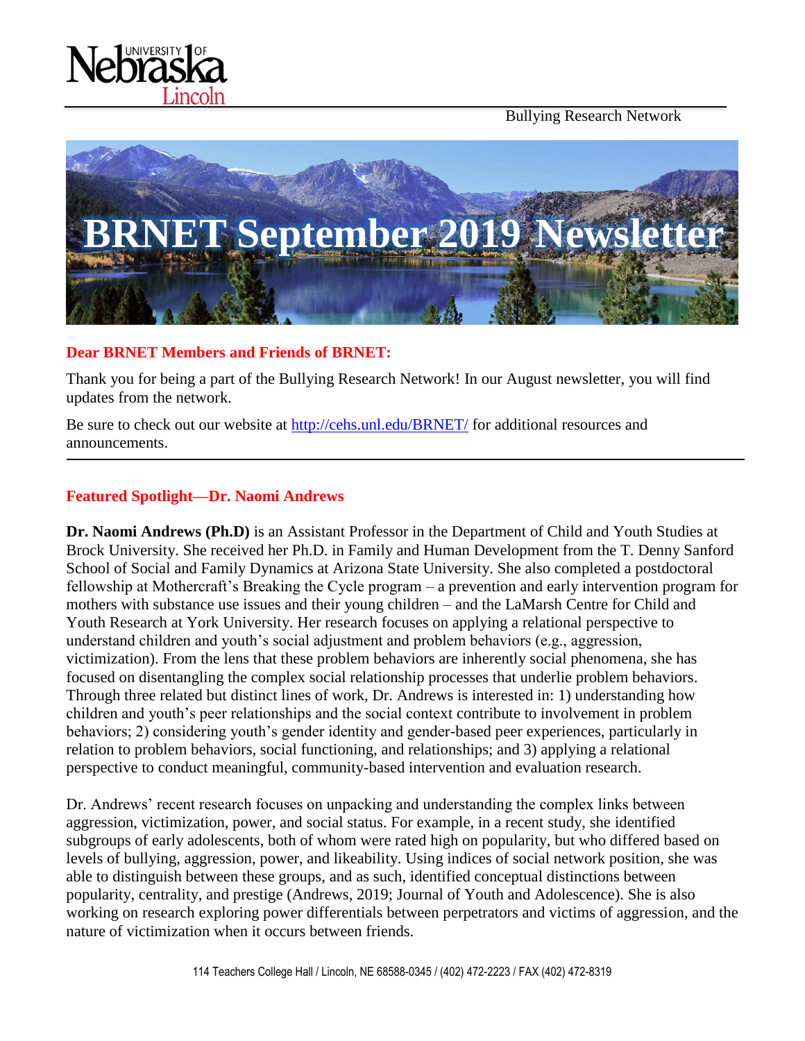University of Nebraska Lincoln

Bullying Research Network

# BRNET September 2019 Newsletter

### Dear BRNET Members and Friends of BRNET:

Thank you for being a part of the Bullying Research Network! In our August newsletter, you will find updates from the network.

Be sure to check out our website at http://cehs.unl.edu/BRNET/ for additional resources and announcements.

---

### Featured Spotlight—Dr. Naomi Andrews

**Dr. Naomi Andrews (Ph.D)** is an Assistant Professor in the Department of Child and Youth Studies at Brock University. She received her Ph.D. in Family and Human Development from the T. Denny Sanford School of Social and Family Dynamics at Arizona State University. She also completed a postdoctoral fellowship at Mothercraft's Breaking the Cycle program – a prevention and early intervention program for mothers with substance use issues and their young children – and the LaMarsh Centre for Child and Youth Research at York University. Her research focuses on applying a relational perspective to understand children and youth's social adjustment and problem behaviors (e.g., aggression, victimization). From the lens that these problem behaviors are inherently social phenomena, she has focused on disentangling the complex social relationship processes that underlie problem behaviors. Through three related but distinct lines of work, Dr. Andrews is interested in: 1) understanding how children and youth's peer relationships and the social context contribute to involvement in problem behaviors; 2) considering youth's gender identity and gender-based peer experiences, particularly in relation to problem behaviors, social functioning, and relationships; and 3) applying a relational perspective to conduct meaningful, community-based intervention and evaluation research.

Dr. Andrews' recent research focuses on unpacking and understanding the complex links between aggression, victimization, power, and social status. For example, in a recent study, she identified subgroups of early adolescents, both of whom were rated high on popularity, but who differed based on levels of bullying, aggression, power, and likeability. Using indices of social network position, she was able to distinguish between these groups, and as such, identified conceptual distinctions between popularity, centrality, and prestige (Andrews, 2019; Journal of Youth and Adolescence). She is also working on research exploring power differentials between perpetrators and victims of aggression, and the nature of victimization when it occurs between friends.

114 Teachers College Hall / Lincoln, NE 68588-0345 / (402) 472-2223 / FAX (402) 472-8319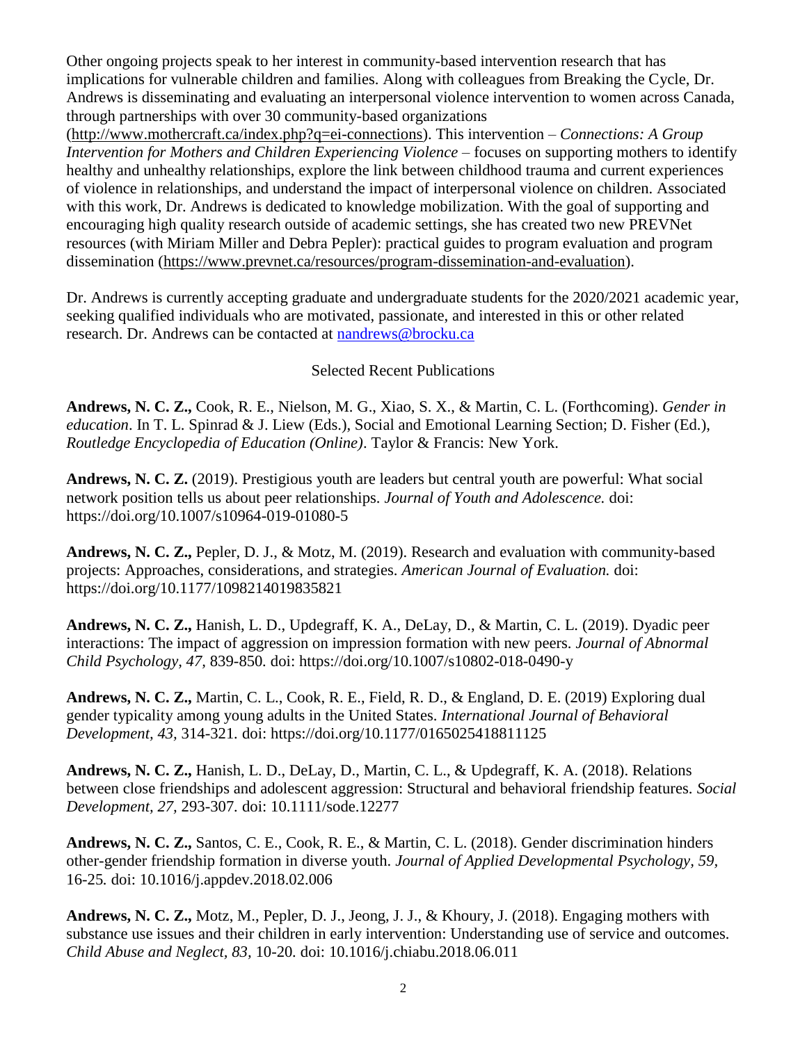Other ongoing projects speak to her interest in community-based intervention research that has implications for vulnerable children and families. Along with colleagues from Breaking the Cycle, Dr. Andrews is disseminating and evaluating an interpersonal violence intervention to women across Canada, through partnerships with over 30 community-based organizations (http://www.mothercraft.ca/index.php?q=ei-connections). This intervention – *Connections: A Group Intervention for Mothers and Children Experiencing Violence* – focuses on supporting mothers to identify healthy and unhealthy relationships, explore the link between childhood trauma and current experiences of violence in relationships, and understand the impact of interpersonal violence on children. Associated with this work, Dr. Andrews is dedicated to knowledge mobilization. With the goal of supporting and encouraging high quality research outside of academic settings, she has created two new PREVNet resources (with Miriam Miller and Debra Pepler): practical guides to program evaluation and program dissemination (https://www.prevnet.ca/resources/program-dissemination-and-evaluation).

Dr. Andrews is currently accepting graduate and undergraduate students for the 2020/2021 academic year, seeking qualified individuals who are motivated, passionate, and interested in this or other related research. Dr. Andrews can be contacted at nandrews@brocku.ca

## Selected Recent Publications

**Andrews, N. C. Z.,** Cook, R. E., Nielson, M. G., Xiao, S. X., & Martin, C. L. (Forthcoming). *Gender in education*. In T. L. Spinrad & J. Liew (Eds.), Social and Emotional Learning Section; D. Fisher (Ed.), *Routledge Encyclopedia of Education (Online)*. Taylor & Francis: New York.

**Andrews, N. C. Z.** (2019). Prestigious youth are leaders but central youth are powerful: What social network position tells us about peer relationships. *Journal of Youth and Adolescence.* doi: https://doi.org/10.1007/s10964-019-01080-5

**Andrews, N. C. Z.,** Pepler, D. J., & Motz, M. (2019). Research and evaluation with community-based projects: Approaches, considerations, and strategies. *American Journal of Evaluation.* doi: https://doi.org/10.1177/1098214019835821

**Andrews, N. C. Z.,** Hanish, L. D., Updegraff, K. A., DeLay, D., & Martin, C. L. (2019). Dyadic peer interactions: The impact of aggression on impression formation with new peers. *Journal of Abnormal Child Psychology, 47,* 839-850. doi: https://doi.org/10.1007/s10802-018-0490-y

**Andrews, N. C. Z.,** Martin, C. L., Cook, R. E., Field, R. D., & England, D. E. (2019) Exploring dual gender typicality among young adults in the United States. *International Journal of Behavioral Development, 43,* 314-321. doi: https://doi.org/10.1177/0165025418811125

**Andrews, N. C. Z.,** Hanish, L. D., DeLay, D., Martin, C. L., & Updegraff, K. A. (2018). Relations between close friendships and adolescent aggression: Structural and behavioral friendship features. *Social Development, 27,* 293-307. doi: 10.1111/sode.12277

**Andrews, N. C. Z.,** Santos, C. E., Cook, R. E., & Martin, C. L. (2018). Gender discrimination hinders other-gender friendship formation in diverse youth. *Journal of Applied Developmental Psychology, 59,* 16-25. doi: 10.1016/j.appdev.2018.02.006

**Andrews, N. C. Z.,** Motz, M., Pepler, D. J., Jeong, J. J., & Khoury, J. (2018). Engaging mothers with substance use issues and their children in early intervention: Understanding use of service and outcomes. *Child Abuse and Neglect, 83,* 10-20. doi: 10.1016/j.chiabu.2018.06.011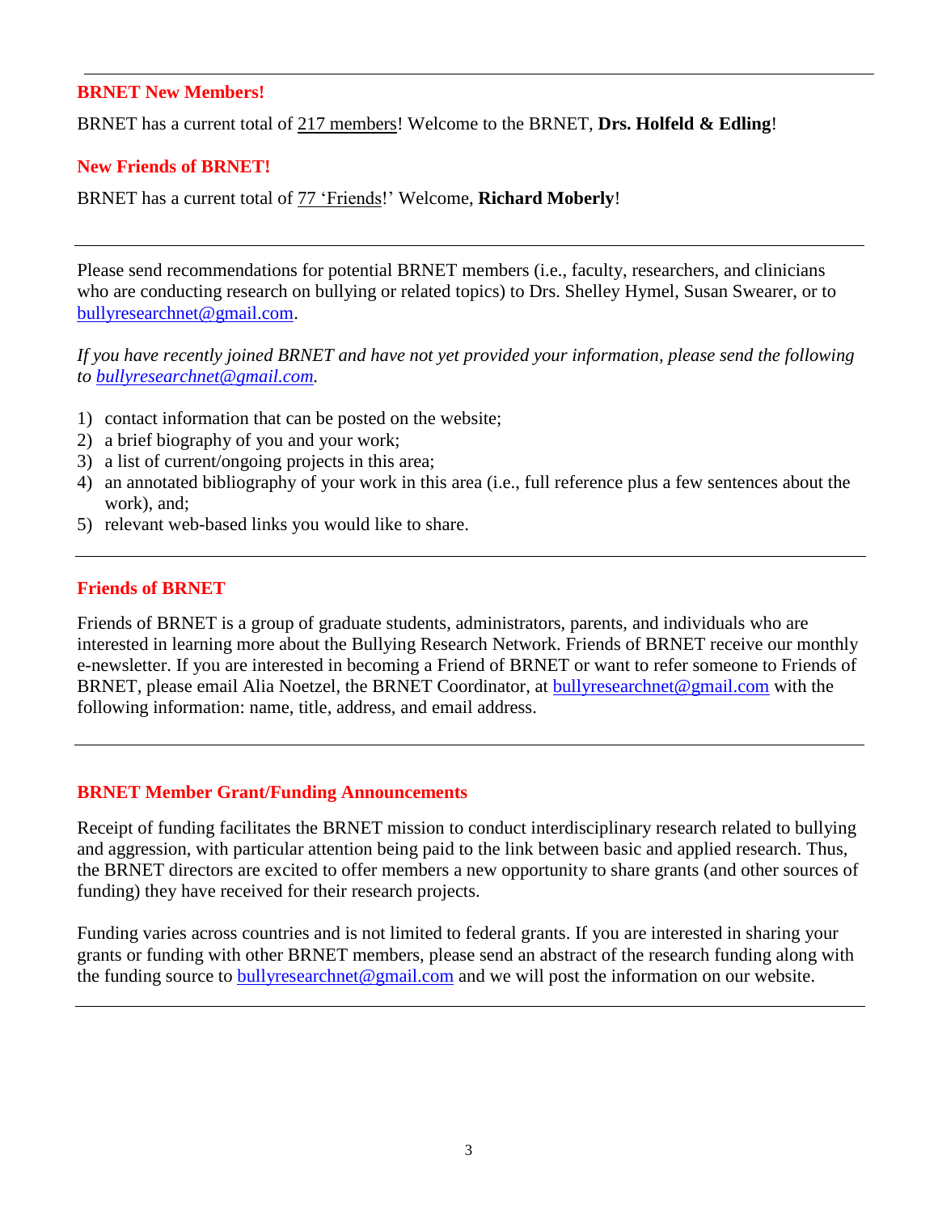## BRNET New Members!

BRNET has a current total of 217 members! Welcome to the BRNET, **Drs. Holfeld & Edling**!

## New Friends of BRNET!

BRNET has a current total of 77 'Friends!' Welcome, **Richard Moberly**!

---

Please send recommendations for potential BRNET members (i.e., faculty, researchers, and clinicians who are conducting research on bullying or related topics) to Drs. Shelley Hymel, Susan Swearer, or to bullyresearchnet@gmail.com.

*If you have recently joined BRNET and have not yet provided your information, please send the following to bullyresearchnet@gmail.com.*

1) contact information that can be posted on the website;
2) a brief biography of you and your work;
3) a list of current/ongoing projects in this area;
4) an annotated bibliography of your work in this area (i.e., full reference plus a few sentences about the work), and;
5) relevant web-based links you would like to share.

---

## Friends of BRNET

Friends of BRNET is a group of graduate students, administrators, parents, and individuals who are interested in learning more about the Bullying Research Network. Friends of BRNET receive our monthly e-newsletter. If you are interested in becoming a Friend of BRNET or want to refer someone to Friends of BRNET, please email Alia Noetzel, the BRNET Coordinator, at bullyresearchnet@gmail.com with the following information: name, title, address, and email address.

---

## BRNET Member Grant/Funding Announcements

Receipt of funding facilitates the BRNET mission to conduct interdisciplinary research related to bullying and aggression, with particular attention being paid to the link between basic and applied research. Thus, the BRNET directors are excited to offer members a new opportunity to share grants (and other sources of funding) they have received for their research projects.

Funding varies across countries and is not limited to federal grants. If you are interested in sharing your grants or funding with other BRNET members, please send an abstract of the research funding along with the funding source to bullyresearchnet@gmail.com and we will post the information on our website.

---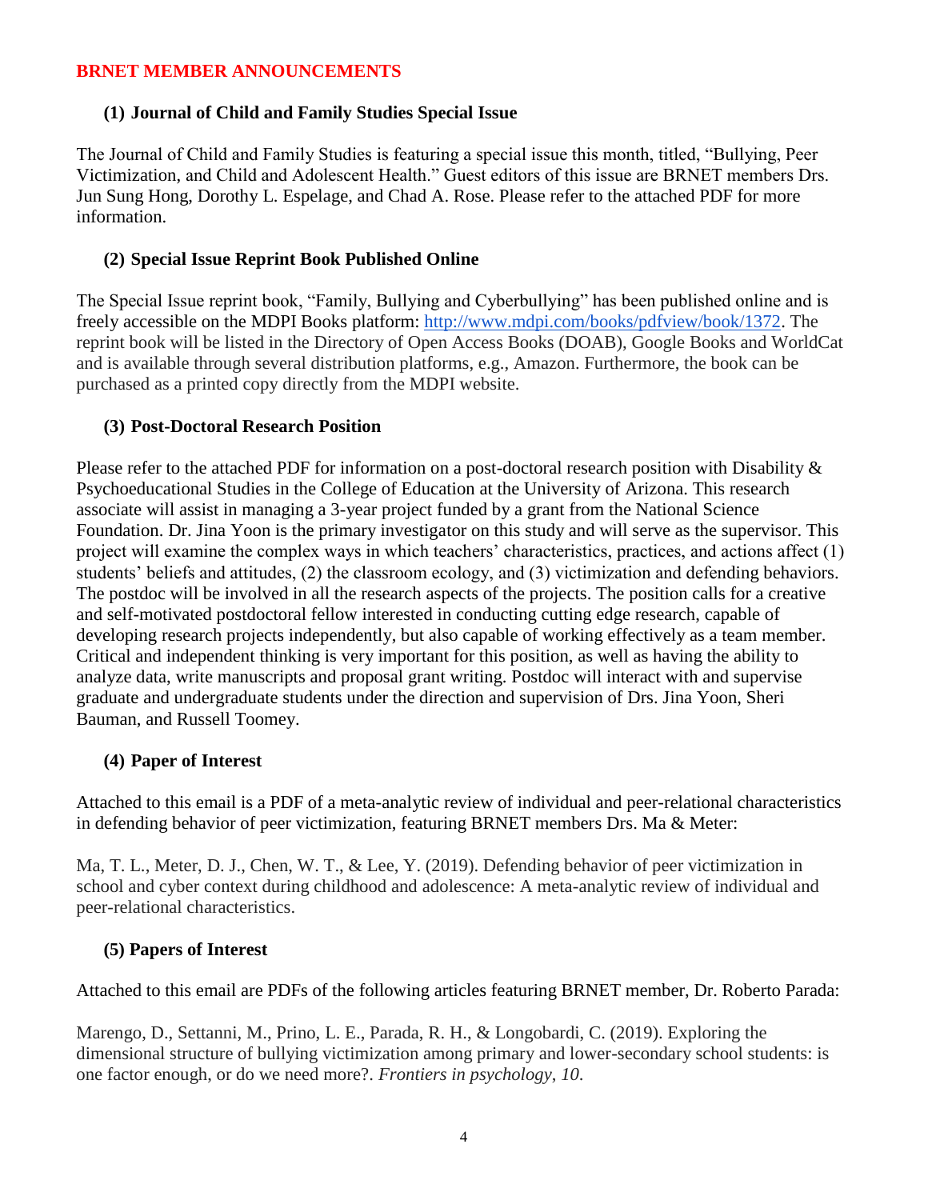## BRNET MEMBER ANNOUNCEMENTS

### (1) Journal of Child and Family Studies Special Issue

The Journal of Child and Family Studies is featuring a special issue this month, titled, "Bullying, Peer Victimization, and Child and Adolescent Health." Guest editors of this issue are BRNET members Drs. Jun Sung Hong, Dorothy L. Espelage, and Chad A. Rose. Please refer to the attached PDF for more information.

### (2) Special Issue Reprint Book Published Online

The Special Issue reprint book, "Family, Bullying and Cyberbullying" has been published online and is freely accessible on the MDPI Books platform: [http://www.mdpi.com/books/pdfview/book/1372](http://www.mdpi.com/books/pdfview/book/1372). The reprint book will be listed in the Directory of Open Access Books (DOAB), Google Books and WorldCat and is available through several distribution platforms, e.g., Amazon. Furthermore, the book can be purchased as a printed copy directly from the MDPI website.

### (3) Post-Doctoral Research Position

Please refer to the attached PDF for information on a post-doctoral research position with Disability & Psychoeducational Studies in the College of Education at the University of Arizona. This research associate will assist in managing a 3-year project funded by a grant from the National Science Foundation. Dr. Jina Yoon is the primary investigator on this study and will serve as the supervisor. This project will examine the complex ways in which teachers' characteristics, practices, and actions affect (1) students' beliefs and attitudes, (2) the classroom ecology, and (3) victimization and defending behaviors. The postdoc will be involved in all the research aspects of the projects. The position calls for a creative and self-motivated postdoctoral fellow interested in conducting cutting edge research, capable of developing research projects independently, but also capable of working effectively as a team member. Critical and independent thinking is very important for this position, as well as having the ability to analyze data, write manuscripts and proposal grant writing. Postdoc will interact with and supervise graduate and undergraduate students under the direction and supervision of Drs. Jina Yoon, Sheri Bauman, and Russell Toomey.

### (4) Paper of Interest

Attached to this email is a PDF of a meta-analytic review of individual and peer-relational characteristics in defending behavior of peer victimization, featuring BRNET members Drs. Ma & Meter:

Ma, T. L., Meter, D. J., Chen, W. T., & Lee, Y. (2019). Defending behavior of peer victimization in school and cyber context during childhood and adolescence: A meta-analytic review of individual and peer-relational characteristics.

### (5) Papers of Interest

Attached to this email are PDFs of the following articles featuring BRNET member, Dr. Roberto Parada:

Marengo, D., Settanni, M., Prino, L. E., Parada, R. H., & Longobardi, C. (2019). Exploring the dimensional structure of bullying victimization among primary and lower-secondary school students: is one factor enough, or do we need more?. *Frontiers in psychology*, *10*.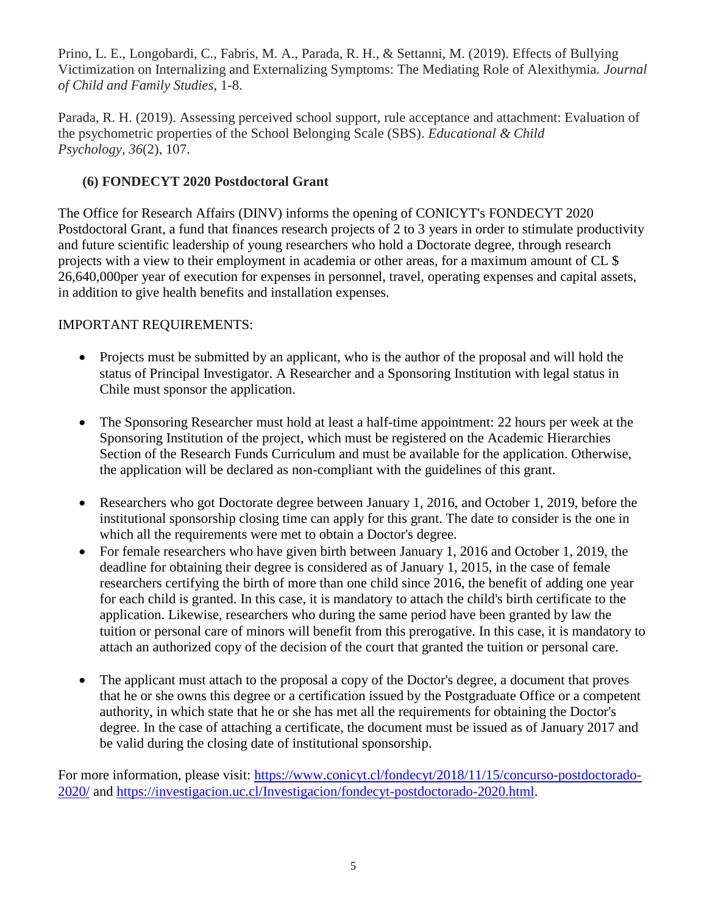Prino, L. E., Longobardi, C., Fabris, M. A., Parada, R. H., & Settanni, M. (2019). Effects of Bullying Victimization on Internalizing and Externalizing Symptoms: The Mediating Role of Alexithymia. *Journal of Child and Family Studies*, 1-8.

Parada, R. H. (2019). Assessing perceived school support, rule acceptance and attachment: Evaluation of the psychometric properties of the School Belonging Scale (SBS). *Educational & Child Psychology*, *36*(2), 107.

### (6) FONDECYT 2020 Postdoctoral Grant

The Office for Research Affairs (DINV) informs the opening of CONICYT's FONDECYT 2020 Postdoctoral Grant, a fund that finances research projects of 2 to 3 years in order to stimulate productivity and future scientific leadership of young researchers who hold a Doctorate degree, through research projects with a view to their employment in academia or other areas, for a maximum amount of CL $ 26,640,000per year of execution for expenses in personnel, travel, operating expenses and capital assets, in addition to give health benefits and installation expenses.

IMPORTANT REQUIREMENTS:

- Projects must be submitted by an applicant, who is the author of the proposal and will hold the status of Principal Investigator. A Researcher and a Sponsoring Institution with legal status in Chile must sponsor the application.
- The Sponsoring Researcher must hold at least a half-time appointment: 22 hours per week at the Sponsoring Institution of the project, which must be registered on the Academic Hierarchies Section of the Research Funds Curriculum and must be available for the application. Otherwise, the application will be declared as non-compliant with the guidelines of this grant.
- Researchers who got Doctorate degree between January 1, 2016, and October 1, 2019, before the institutional sponsorship closing time can apply for this grant. The date to consider is the one in which all the requirements were met to obtain a Doctor's degree.
- For female researchers who have given birth between January 1, 2016 and October 1, 2019, the deadline for obtaining their degree is considered as of January 1, 2015, in the case of female researchers certifying the birth of more than one child since 2016, the benefit of adding one year for each child is granted. In this case, it is mandatory to attach the child's birth certificate to the application. Likewise, researchers who during the same period have been granted by law the tuition or personal care of minors will benefit from this prerogative. In this case, it is mandatory to attach an authorized copy of the decision of the court that granted the tuition or personal care.
- The applicant must attach to the proposal a copy of the Doctor's degree, a document that proves that he or she owns this degree or a certification issued by the Postgraduate Office or a competent authority, in which state that he or she has met all the requirements for obtaining the Doctor's degree. In the case of attaching a certificate, the document must be issued as of January 2017 and be valid during the closing date of institutional sponsorship.

For more information, please visit: https://www.conicyt.cl/fondecyt/2018/11/15/concurso-postdoctorado-2020/ and https://investigacion.uc.cl/Investigacion/fondecyt-postdoctorado-2020.html.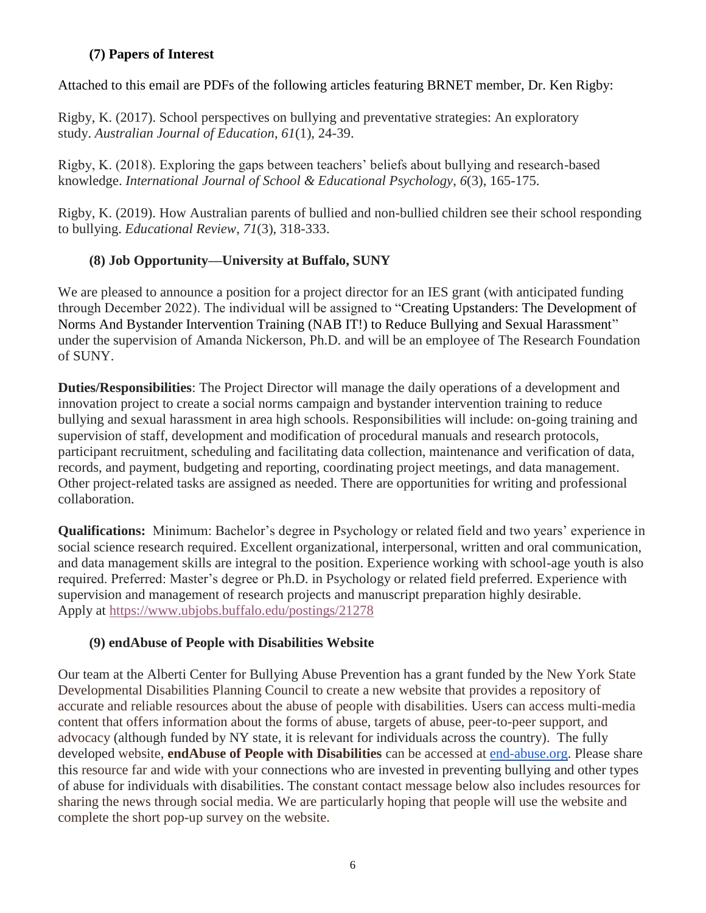### (7) Papers of Interest

Attached to this email are PDFs of the following articles featuring BRNET member, Dr. Ken Rigby:

Rigby, K. (2017). School perspectives on bullying and preventative strategies: An exploratory study. *Australian Journal of Education*, *61*(1), 24-39.

Rigby, K. (2018). Exploring the gaps between teachers' beliefs about bullying and research-based knowledge. *International Journal of School & Educational Psychology*, *6*(3), 165-175.

Rigby, K. (2019). How Australian parents of bullied and non-bullied children see their school responding to bullying. *Educational Review*, *71*(3), 318-333.

### (8) Job Opportunity—University at Buffalo, SUNY

We are pleased to announce a position for a project director for an IES grant (with anticipated funding through December 2022). The individual will be assigned to "Creating Upstanders: The Development of Norms And Bystander Intervention Training (NAB IT!) to Reduce Bullying and Sexual Harassment" under the supervision of Amanda Nickerson, Ph.D. and will be an employee of The Research Foundation of SUNY.

**Duties/Responsibilities**: The Project Director will manage the daily operations of a development and innovation project to create a social norms campaign and bystander intervention training to reduce bullying and sexual harassment in area high schools. Responsibilities will include: on-going training and supervision of staff, development and modification of procedural manuals and research protocols, participant recruitment, scheduling and facilitating data collection, maintenance and verification of data, records, and payment, budgeting and reporting, coordinating project meetings, and data management. Other project-related tasks are assigned as needed. There are opportunities for writing and professional collaboration.

**Qualifications:** Minimum: Bachelor's degree in Psychology or related field and two years' experience in social science research required. Excellent organizational, interpersonal, written and oral communication, and data management skills are integral to the position. Experience working with school-age youth is also required. Preferred: Master's degree or Ph.D. in Psychology or related field preferred. Experience with supervision and management of research projects and manuscript preparation highly desirable. Apply at https://www.ubjobs.buffalo.edu/postings/21278

### (9) endAbuse of People with Disabilities Website

Our team at the Alberti Center for Bullying Abuse Prevention has a grant funded by the New York State Developmental Disabilities Planning Council to create a new website that provides a repository of accurate and reliable resources about the abuse of people with disabilities. Users can access multi-media content that offers information about the forms of abuse, targets of abuse, peer-to-peer support, and advocacy (although funded by NY state, it is relevant for individuals across the country). The fully developed website, **endAbuse of People with Disabilities** can be accessed at end-abuse.org. Please share this resource far and wide with your connections who are invested in preventing bullying and other types of abuse for individuals with disabilities. The constant contact message below also includes resources for sharing the news through social media. We are particularly hoping that people will use the website and complete the short pop-up survey on the website.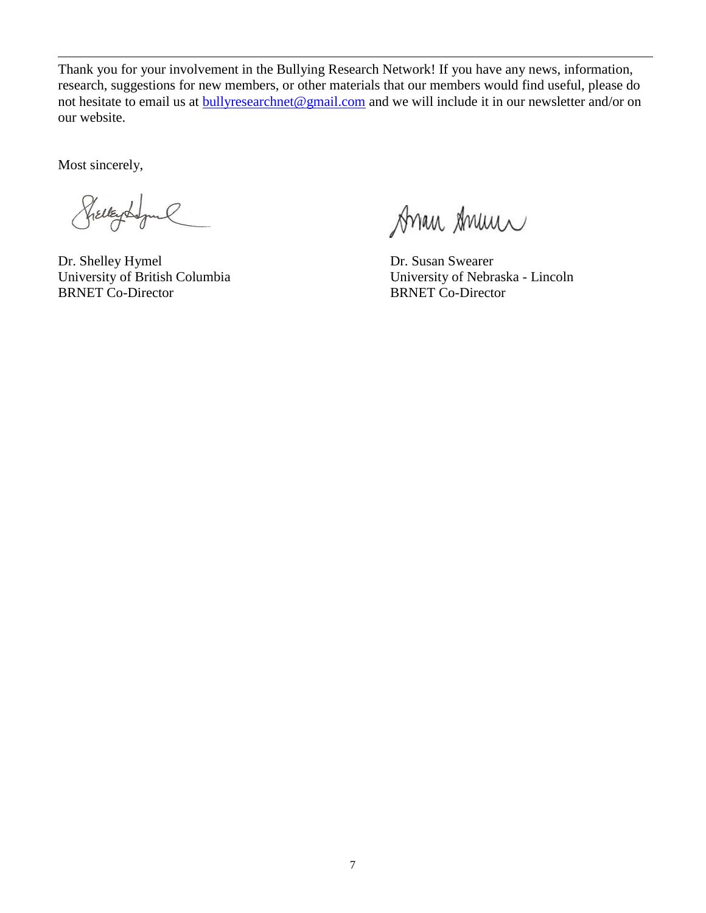Thank you for your involvement in the Bullying Research Network! If you have any news, information, research, suggestions for new members, or other materials that our members would find useful, please do not hesitate to email us at bullyresearchnet@gmail.com and we will include it in our newsletter and/or on our website.

Most sincerely,

Dr. Shelley Hymel
University of British Columbia
BRNET Co-Director

Dr. Susan Swearer
University of Nebraska - Lincoln
BRNET Co-Director